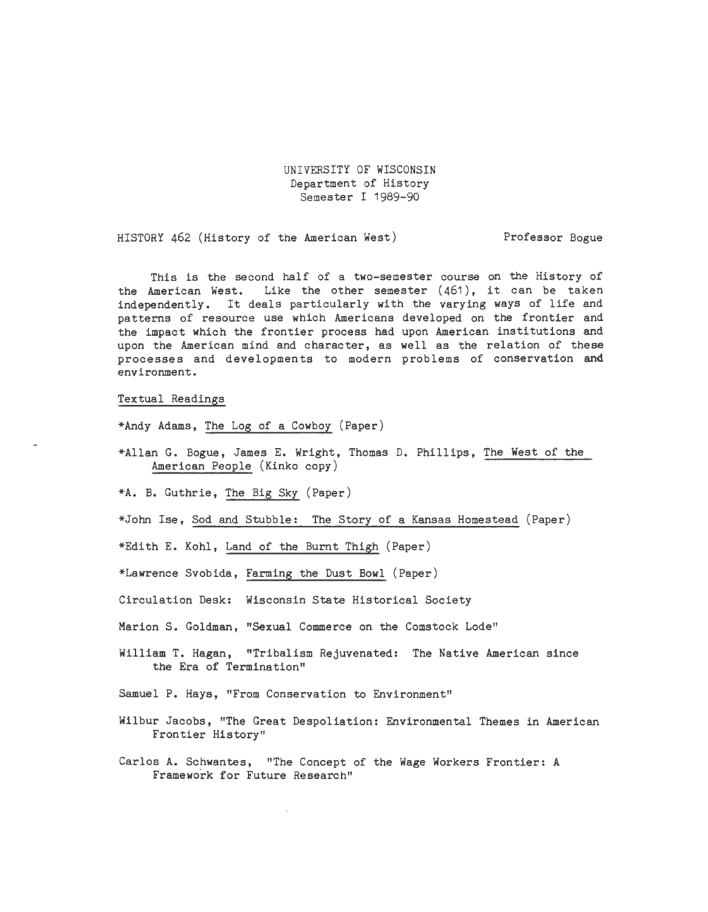UNIVERSITY OF WISCONSIN
Department of History
Semester I 1989-90

HISTORY 462 (History of the American West) Professor Bogue

This is the second half of a two-semester course on the History of the American West. Like the other semester (461), it can be taken independently. It deals particularly with the varying ways of life and patterns of resource use which Americans developed on the frontier and the impact which the frontier process had upon American institutions and upon the American mind and character, as well as the relation of these processes and developments to modern problems of conservation and environment.

## Textual Readings

*Andy Adams, The Log of a Cowboy (Paper)

*Allan G. Bogue, James E. Wright, Thomas D. Phillips, The West of the American People (Kinko copy)

*A. B. Guthrie, The Big Sky (Paper)

*John Ise, Sod and Stubble: The Story of a Kansas Homestead (Paper)

*Edith E. Kohl, Land of the Burnt Thigh (Paper)

*Lawrence Svobida, Farming the Dust Bowl (Paper)

Circulation Desk: Wisconsin State Historical Society

Marion S. Goldman, "Sexual Commerce on the Comstock Lode"

William T. Hagan, "Tribalism Rejuvenated: The Native American since the Era of Termination"

Samuel P. Hays, "From Conservation to Environment"

Wilbur Jacobs, "The Great Despoliation: Environmental Themes in American Frontier History"

Carlos A. Schwantes, "The Concept of the Wage Workers Frontier: A Framework for Future Research"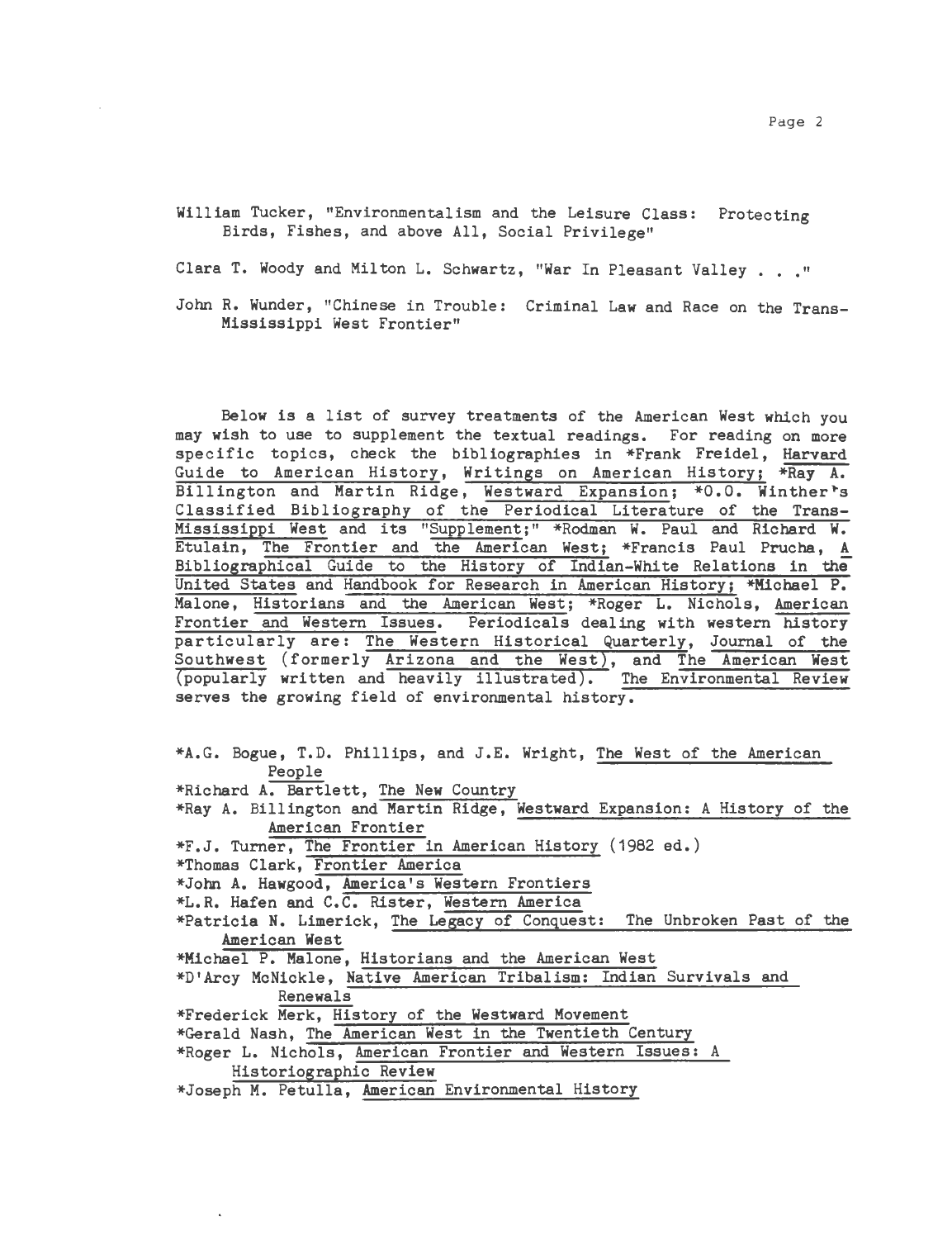William Tucker, "Environmentalism and the Leisure Class: Protecting Birds, Fishes, and above All, Social Privilege"

Clara T. Woody and Milton L. Schwartz, "War In Pleasant Valley . . ."

John R. Wunder, "Chinese in Trouble: Criminal Law and Race on the Trans-Mississippi West Frontier"

Below is a list of survey treatments of the American West which you may wish to use to supplement the textual readings. For reading on more specific topics, check the bibliographies in *Frank Freidel, Harvard Guide to American History, Writings on American History; *Ray A. Billington and Martin Ridge, Westward Expansion; *O.O. Winther's Classified Bibliography of the Periodical Literature of the Trans-Mississippi West and its "Supplement;" *Rodman W. Paul and Richard W. Etulain, The Frontier and the American West; *Francis Paul Prucha, A Bibliographical Guide to the History of Indian-White Relations in the United States and Handbook for Research in American History; *Michael P. Malone, Historians and the American West; *Roger L. Nichols, American Frontier and Western Issues. Periodicals dealing with western history particularly are: The Western Historical Quarterly, Journal of the Southwest (formerly Arizona and the West), and The American West (popularly written and heavily illustrated). The Environmental Review serves the growing field of environmental history.

*A.G. Bogue, T.D. Phillips, and J.E. Wright, The West of the American People  
*Richard A. Bartlett, The New Country  
*Ray A. Billington and Martin Ridge, Westward Expansion: A History of the American Frontier  
*F.J. Turner, The Frontier in American History (1982 ed.)  
*Thomas Clark, Frontier America  
*John A. Hawgood, America's Western Frontiers  
*L.R. Hafen and C.C. Rister, Western America  
*Patricia N. Limerick, The Legacy of Conquest: The Unbroken Past of the American West  
*Michael P. Malone, Historians and the American West  
*D'Arcy McNickle, Native American Tribalism: Indian Survivals and Renewals  
*Frederick Merk, History of the Westward Movement  
*Gerald Nash, The American West in the Twentieth Century  
*Roger L. Nichols, American Frontier and Western Issues: A Historiographic Review  
*Joseph M. Petulla, American Environmental History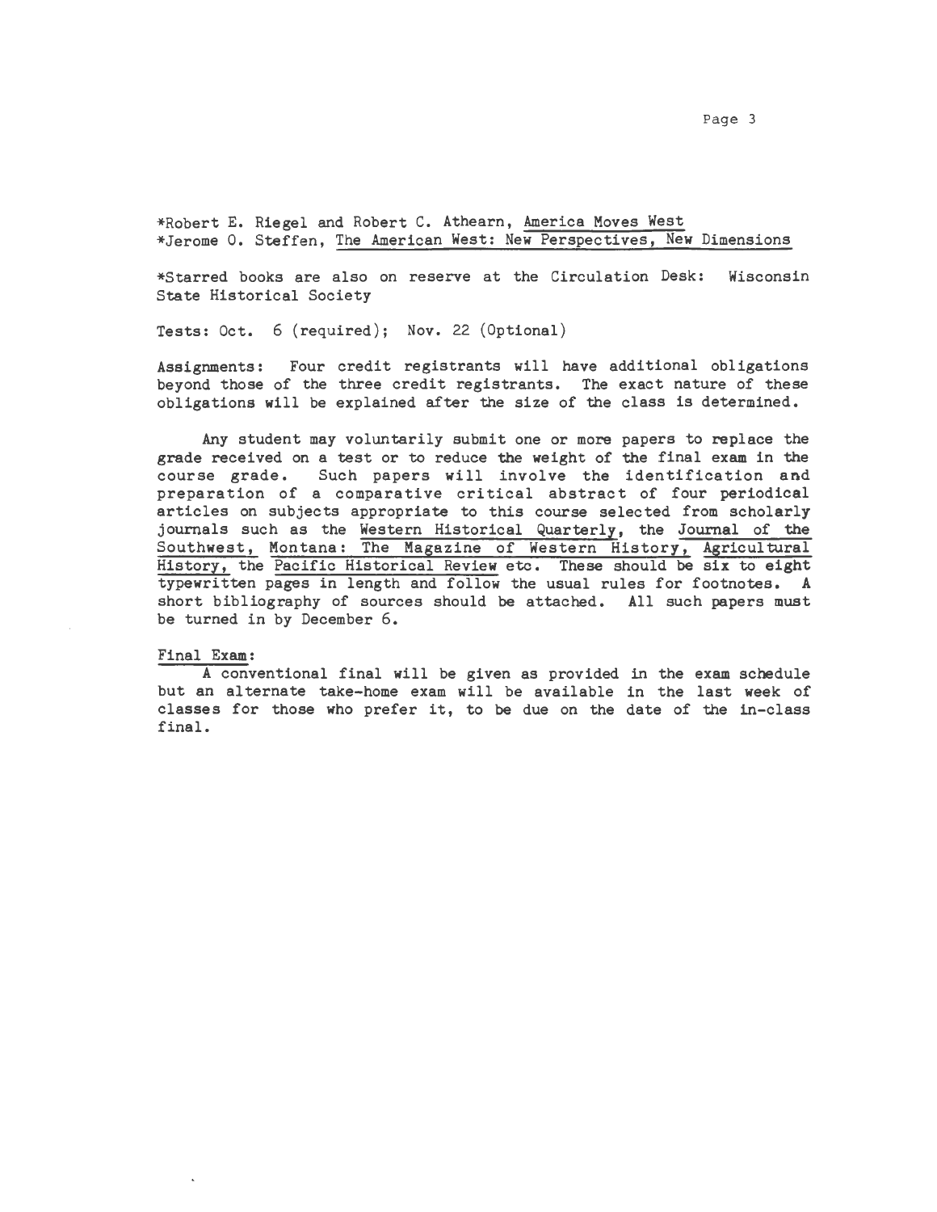*Robert E. Riegel and Robert C. Athearn, America Moves West
*Jerome O. Steffen, The American West: New Perspectives, New Dimensions

*Starred books are also on reserve at the Circulation Desk: Wisconsin State Historical Society

Tests: Oct. 6 (required); Nov. 22 (Optional)

Assignments: Four credit registrants will have additional obligations beyond those of the three credit registrants. The exact nature of these obligations will be explained after the size of the class is determined.

Any student may voluntarily submit one or more papers to replace the grade received on a test or to reduce the weight of the final exam in the course grade. Such papers will involve the identification and preparation of a comparative critical abstract of four periodical articles on subjects appropriate to this course selected from scholarly journals such as the Western Historical Quarterly, the Journal of the Southwest, Montana: The Magazine of Western History, Agricultural History, the Pacific Historical Review etc. These should be six to eight typewritten pages in length and follow the usual rules for footnotes. A short bibliography of sources should be attached. All such papers must be turned in by December 6.

Final Exam:

A conventional final will be given as provided in the exam schedule but an alternate take-home exam will be available in the last week of classes for those who prefer it, to be due on the date of the in-class final.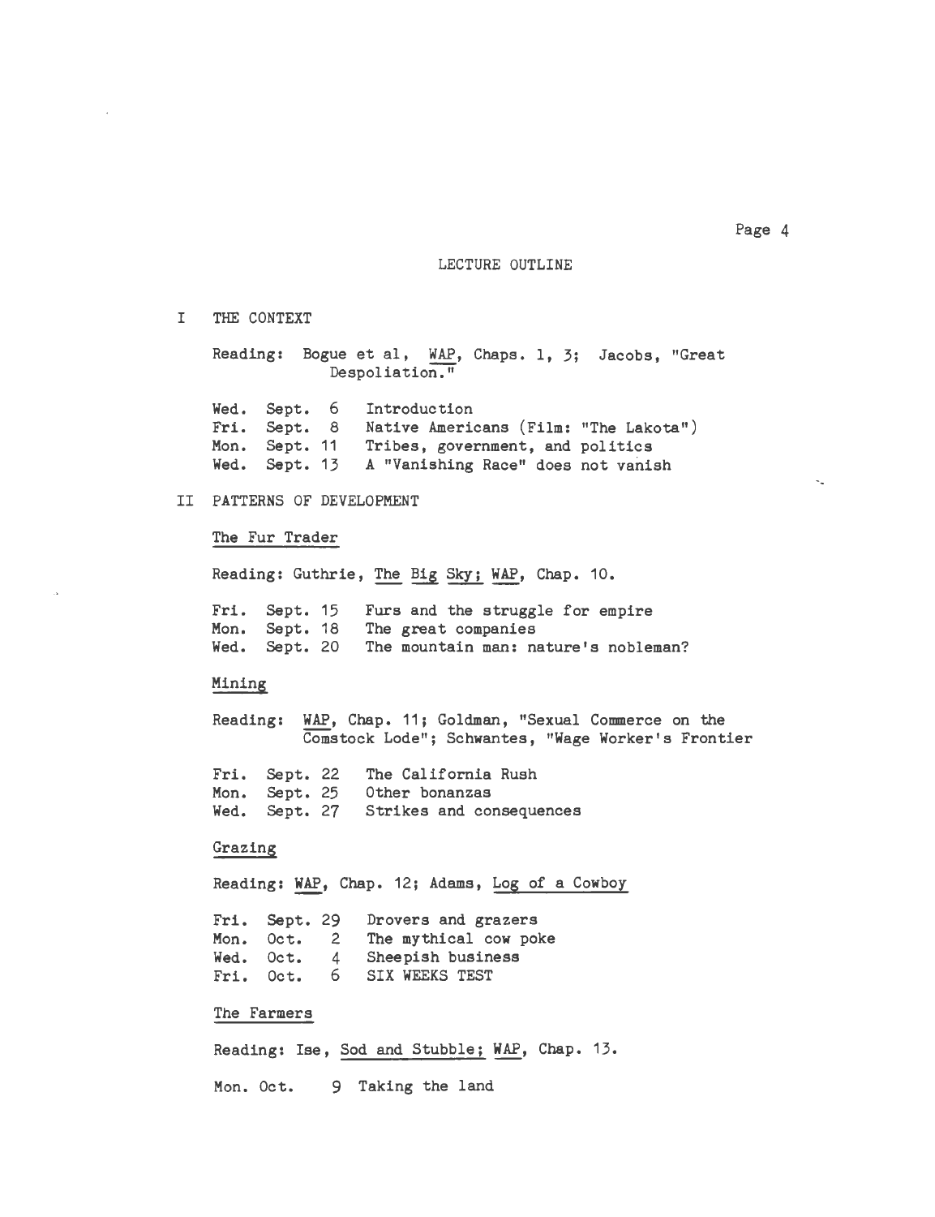## LECTURE OUTLINE

### I THE CONTEXT

Reading: Bogue et al, WAP, Chaps. 1, 3; Jacobs, "Great Despoliation."

| | | |
|---|---|---|
| Wed. | Sept. 6 | Introduction |
| Fri. | Sept. 8 | Native Americans (Film: "The Lakota") |
| Mon. | Sept. 11 | Tribes, government, and politics |
| Wed. | Sept. 13 | A "Vanishing Race" does not vanish |

### II PATTERNS OF DEVELOPMENT

#### The Fur Trader

Reading: Guthrie, *The Big Sky*; WAP, Chap. 10.

| | | |
|---|---|---|
| Fri. | Sept. 15 | Furs and the struggle for empire |
| Mon. | Sept. 18 | The great companies |
| Wed. | Sept. 20 | The mountain man: nature's nobleman? |

#### Mining

Reading: WAP, Chap. 11; Goldman, "Sexual Commerce on the Comstock Lode"; Schwantes, "Wage Worker's Frontier

| | | |
|---|---|---|
| Fri. | Sept. 22 | The California Rush |
| Mon. | Sept. 25 | Other bonanzas |
| Wed. | Sept. 27 | Strikes and consequences |

#### Grazing

Reading: WAP, Chap. 12; Adams, *Log of a Cowboy*

| | | |
|---|---|---|
| Fri. | Sept. 29 | Drovers and grazers |
| Mon. | Oct. 2 | The mythical cow poke |
| Wed. | Oct. 4 | Sheepish business |
| Fri. | Oct. 6 | SIX WEEKS TEST |

#### The Farmers

Reading: Ise, *Sod and Stubble*; WAP, Chap. 13.

| | | |
|---|---|---|
| Mon. | Oct. 9 | Taking the land |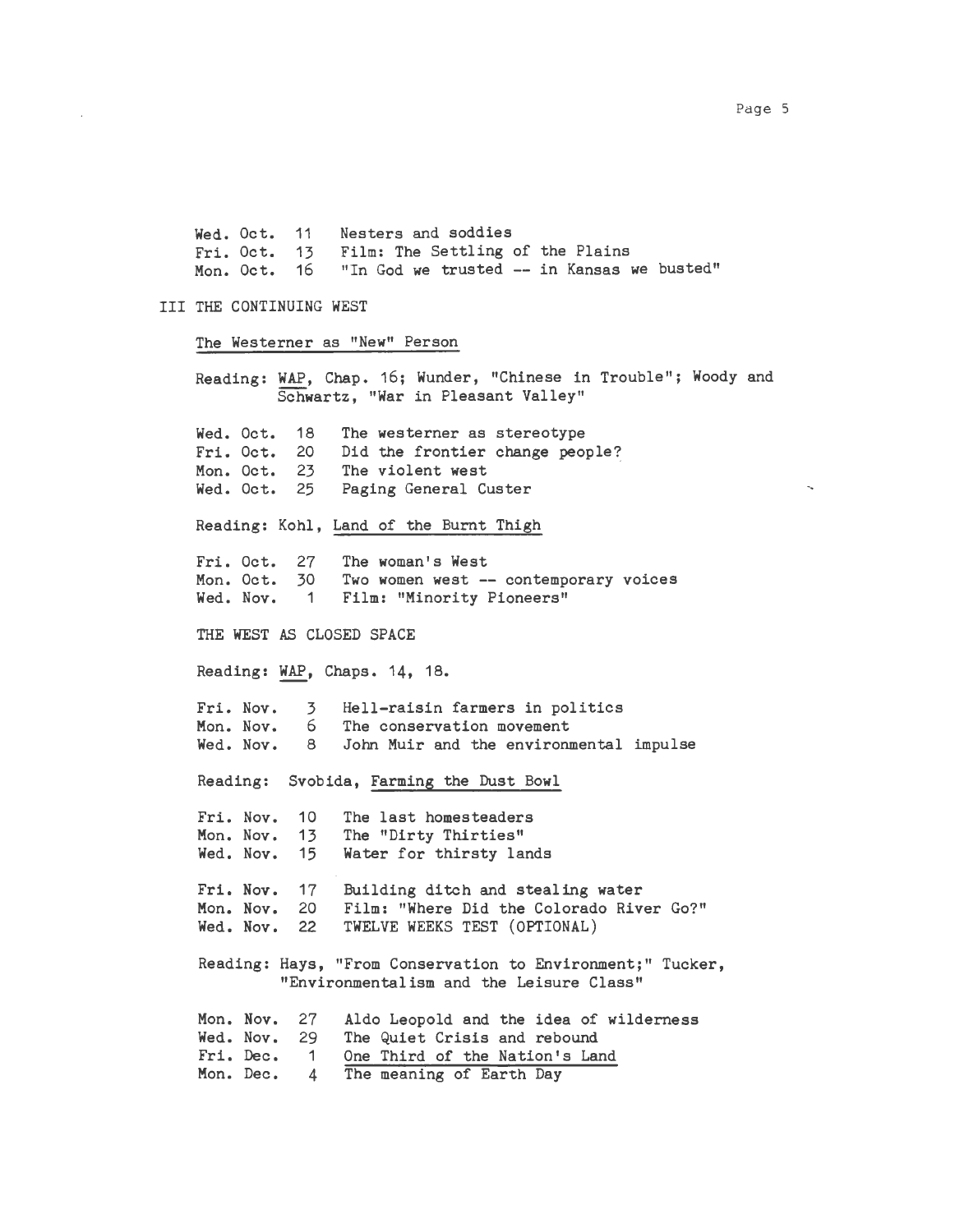Wed. Oct. 11 Nesters and soddies
Fri. Oct. 13 Film: The Settling of the Plains
Mon. Oct. 16 "In God we trusted -- in Kansas we busted"

## III THE CONTINUING WEST

### The Westerner as "New" Person

Reading: WAP, Chap. 16; Wunder, "Chinese in Trouble"; Woody and Schwartz, "War in Pleasant Valley"

Wed. Oct. 18 The westerner as stereotype
Fri. Oct. 20 Did the frontier change people?
Mon. Oct. 23 The violent west
Wed. Oct. 25 Paging General Custer

Reading: Kohl, Land of the Burnt Thigh

Fri. Oct. 27 The woman's West
Mon. Oct. 30 Two women west -- contemporary voices
Wed. Nov. 1 Film: "Minority Pioneers"

### THE WEST AS CLOSED SPACE

Reading: WAP, Chaps. 14, 18.

Fri. Nov. 3 Hell-raisin farmers in politics
Mon. Nov. 6 The conservation movement
Wed. Nov. 8 John Muir and the environmental impulse

Reading: Svobida, Farming the Dust Bowl

Fri. Nov. 10 The last homesteaders
Mon. Nov. 13 The "Dirty Thirties"
Wed. Nov. 15 Water for thirsty lands

Fri. Nov. 17 Building ditch and stealing water
Mon. Nov. 20 Film: "Where Did the Colorado River Go?"
Wed. Nov. 22 TWELVE WEEKS TEST (OPTIONAL)

Reading: Hays, "From Conservation to Environment;" Tucker, "Environmentalism and the Leisure Class"

Mon. Nov. 27 Aldo Leopold and the idea of wilderness
Wed. Nov. 29 The Quiet Crisis and rebound
Fri. Dec. 1 One Third of the Nation's Land
Mon. Dec. 4 The meaning of Earth Day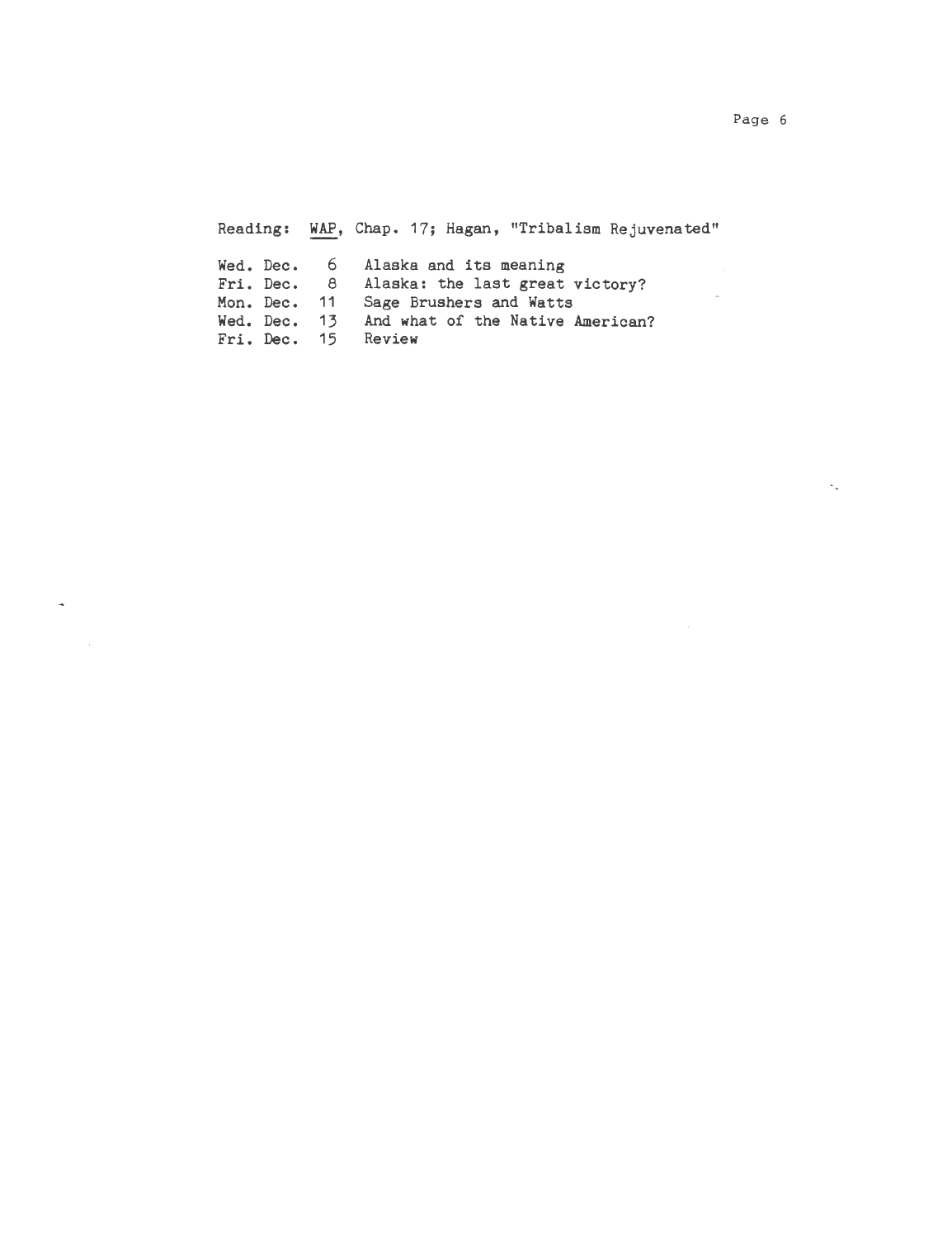Reading: <u>WAP</u>, Chap. 17; Hagan, "Tribalism Rejuvenated"

| | | | |
|---|---|---|---|
| Wed. | Dec. | 6 | Alaska and its meaning |
| Fri. | Dec. | 8 | Alaska: the last great victory? |
| Mon. | Dec. | 11 | Sage Brushers and Watts |
| Wed. | Dec. | 13 | And what of the Native American? |
| Fri. | Dec. | 15 | Review |